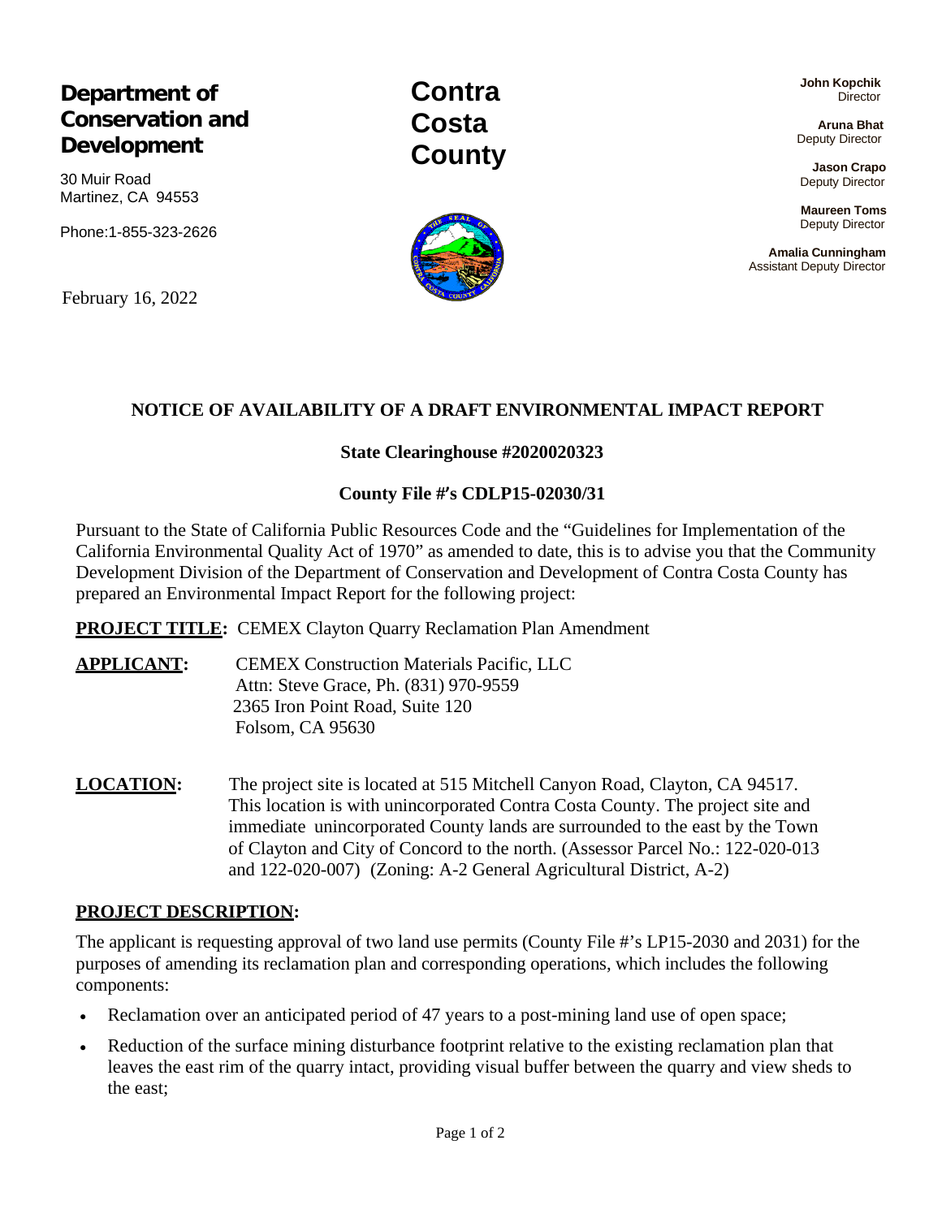**Department of Conservation and Development**

30 Muir Road
Martinez, CA 94553

Phone:1-855-323-2626

**Contra Costa County**

**John Kopchik**
Director

**Aruna Bhat**
Deputy Director

**Jason Crapo**
Deputy Director

**Maureen Toms**
Deputy Director

**Amalia Cunningham**
Assistant Deputy Director

February 16, 2022

## NOTICE OF AVAILABILITY OF A DRAFT ENVIRONMENTAL IMPACT REPORT

### State Clearinghouse #2020020323

### County File #'s CDLP15-02030/31

Pursuant to the State of California Public Resources Code and the "Guidelines for Implementation of the California Environmental Quality Act of 1970" as amended to date, this is to advise you that the Community Development Division of the Department of Conservation and Development of Contra Costa County has prepared an Environmental Impact Report for the following project:

**PROJECT TITLE:** CEMEX Clayton Quarry Reclamation Plan Amendment

**APPLICANT:** CEMEX Construction Materials Pacific, LLC
Attn: Steve Grace, Ph. (831) 970-9559
2365 Iron Point Road, Suite 120
Folsom, CA 95630

**LOCATION:** The project site is located at 515 Mitchell Canyon Road, Clayton, CA 94517. This location is with unincorporated Contra Costa County. The project site and immediate unincorporated County lands are surrounded to the east by the Town of Clayton and City of Concord to the north. (Assessor Parcel No.: 122-020-013 and 122-020-007) (Zoning: A-2 General Agricultural District, A-2)

**PROJECT DESCRIPTION:**

The applicant is requesting approval of two land use permits (County File #'s LP15-2030 and 2031) for the purposes of amending its reclamation plan and corresponding operations, which includes the following components:

- Reclamation over an anticipated period of 47 years to a post-mining land use of open space;
- Reduction of the surface mining disturbance footprint relative to the existing reclamation plan that leaves the east rim of the quarry intact, providing visual buffer between the quarry and view sheds to the east;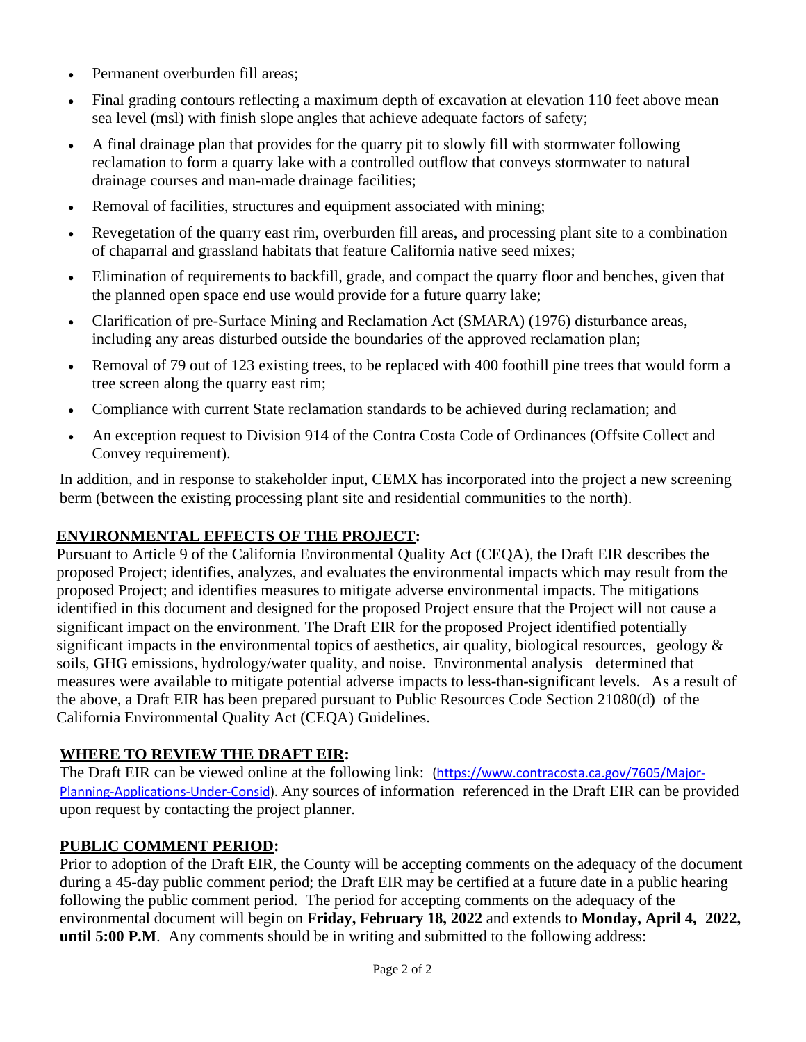- Permanent overburden fill areas;
- Final grading contours reflecting a maximum depth of excavation at elevation 110 feet above mean sea level (msl) with finish slope angles that achieve adequate factors of safety;
- A final drainage plan that provides for the quarry pit to slowly fill with stormwater following reclamation to form a quarry lake with a controlled outflow that conveys stormwater to natural drainage courses and man-made drainage facilities;
- Removal of facilities, structures and equipment associated with mining;
- Revegetation of the quarry east rim, overburden fill areas, and processing plant site to a combination of chaparral and grassland habitats that feature California native seed mixes;
- Elimination of requirements to backfill, grade, and compact the quarry floor and benches, given that the planned open space end use would provide for a future quarry lake;
- Clarification of pre-Surface Mining and Reclamation Act (SMARA) (1976) disturbance areas, including any areas disturbed outside the boundaries of the approved reclamation plan;
- Removal of 79 out of 123 existing trees, to be replaced with 400 foothill pine trees that would form a tree screen along the quarry east rim;
- Compliance with current State reclamation standards to be achieved during reclamation; and
- An exception request to Division 914 of the Contra Costa Code of Ordinances (Offsite Collect and Convey requirement).

In addition, and in response to stakeholder input, CEMX has incorporated into the project a new screening berm (between the existing processing plant site and residential communities to the north).

## ENVIRONMENTAL EFFECTS OF THE PROJECT:

Pursuant to Article 9 of the California Environmental Quality Act (CEQA), the Draft EIR describes the proposed Project; identifies, analyzes, and evaluates the environmental impacts which may result from the proposed Project; and identifies measures to mitigate adverse environmental impacts. The mitigations identified in this document and designed for the proposed Project ensure that the Project will not cause a significant impact on the environment. The Draft EIR for the proposed Project identified potentially significant impacts in the environmental topics of aesthetics, air quality, biological resources, geology & soils, GHG emissions, hydrology/water quality, and noise. Environmental analysis determined that measures were available to mitigate potential adverse impacts to less-than-significant levels. As a result of the above, a Draft EIR has been prepared pursuant to Public Resources Code Section 21080(d) of the California Environmental Quality Act (CEQA) Guidelines.

## WHERE TO REVIEW THE DRAFT EIR:

The Draft EIR can be viewed online at the following link: (https://www.contracosta.ca.gov/7605/Major-Planning-Applications-Under-Consid). Any sources of information referenced in the Draft EIR can be provided upon request by contacting the project planner.

## PUBLIC COMMENT PERIOD:

Prior to adoption of the Draft EIR, the County will be accepting comments on the adequacy of the document during a 45-day public comment period; the Draft EIR may be certified at a future date in a public hearing following the public comment period. The period for accepting comments on the adequacy of the environmental document will begin on **Friday, February 18, 2022** and extends to **Monday, April 4, 2022, until 5:00 P.M**. Any comments should be in writing and submitted to the following address: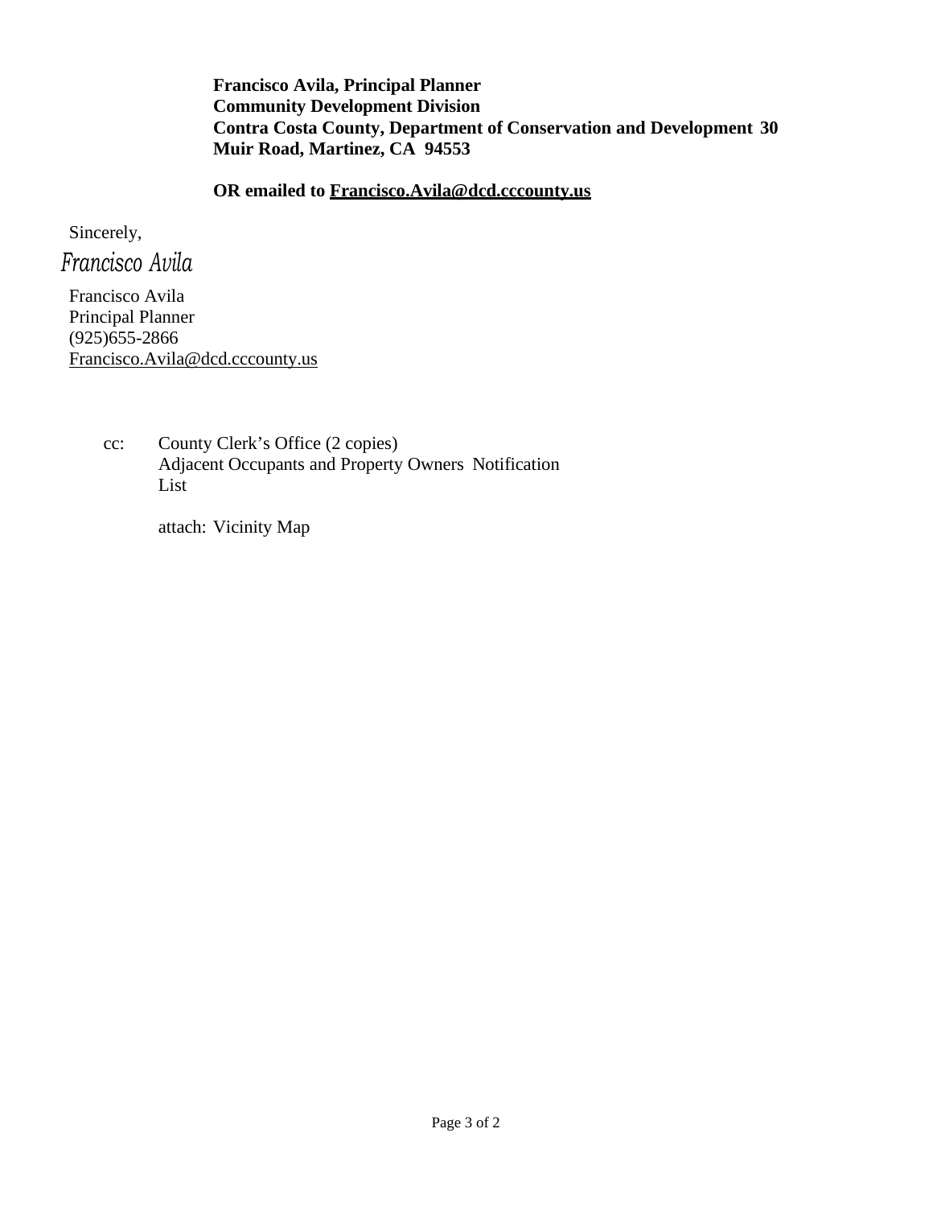**Francisco Avila, Principal Planner**
**Community Development Division**
**Contra Costa County, Department of Conservation and Development 30 Muir Road, Martinez, CA 94553**

**OR emailed to Francisco.Avila@dcd.cccounty.us**

Sincerely,

*Francisco Avila*

Francisco Avila
Principal Planner
(925)655-2866
Francisco.Avila@dcd.cccounty.us

cc: County Clerk's Office (2 copies)
Adjacent Occupants and Property Owners Notification List

attach: Vicinity Map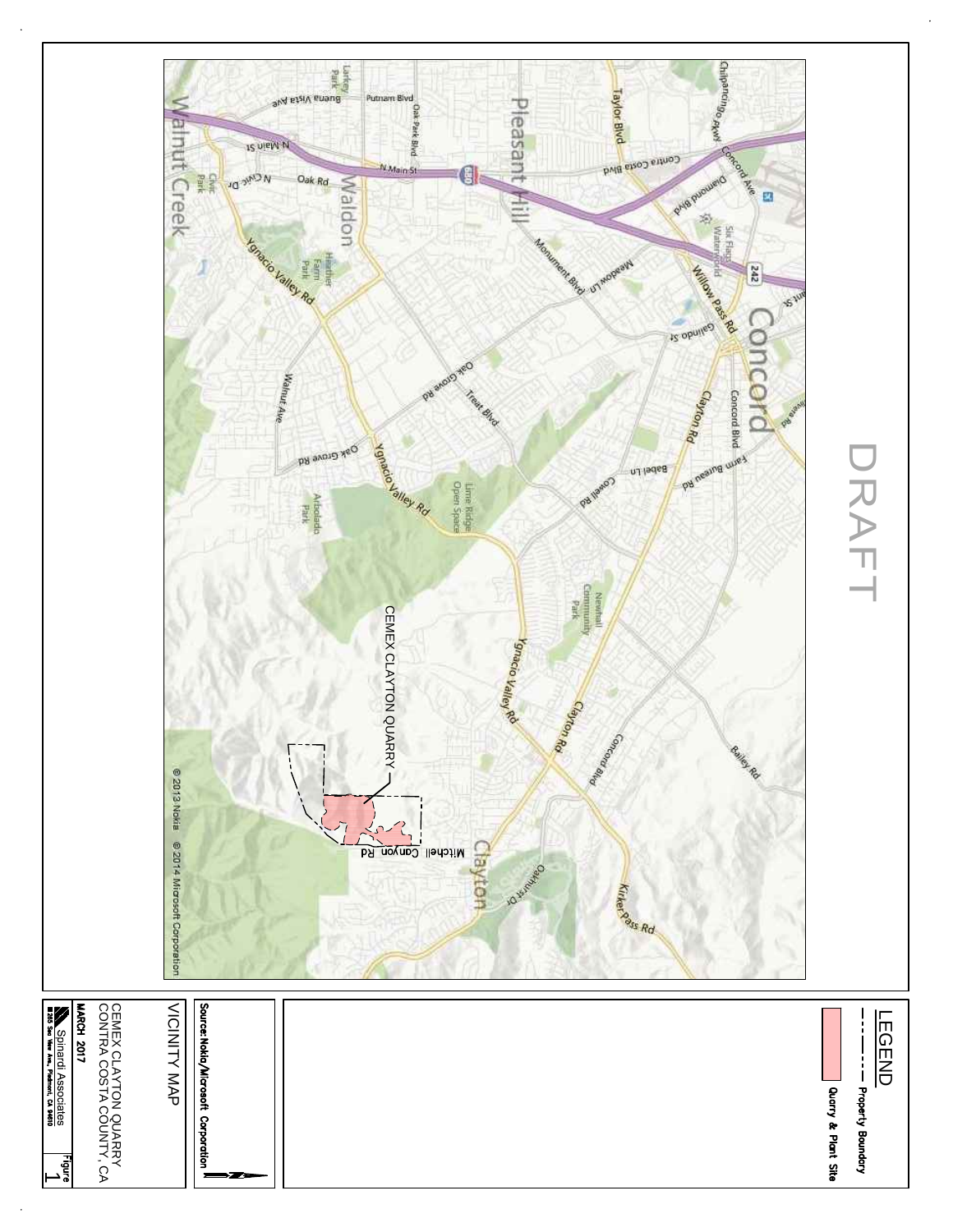DRAFT

LEGEND

Property Boundary

Quarry & Plant Site

Source: Nokia/Microsoft Corporation

VICINITY MAP

CEMEX CLAYTON QUARRY
CONTRA COSTA COUNTY, CA

MARCH 2017

Spinardi Associates
285 Sea View Ave., Piedmont, CA 94610

Figure 1

CEMEX CLAYTON QUARRY

Walnut Creek
Waldon
Pleasant Hill
Concord
Clayton
Mitchell Canyon Rd
Ygnacio Valley Rd
Clayton Rd
Concord Blvd
Kirker Pass Rd
Oakhurst Dr
Lime Ridge Open Space
Newhall Community Park
Arbolado Park
Heather Farm Park
Civic Park
Larkey Park
Six Flags Waterworld
Oak Grove Rd
Treat Blvd
Walnut Ave
Cowell Rd
Babel Ln
Farm Bureau Rd
Bailey Rd
Galindo St
Willow Pass Rd
Monument Blvd
Meadow Ln
Contra Costa Blvd
Diamond Blvd
Concord Ave
Chilpancingo Pkwy
Taylor Blvd
Oak Park Blvd
Putnam Blvd
Buena Vista Ave
N Main St
N Civic Dr
Oak Rd
680
242

© 2013 Nokia © 2014 Microsoft Corporation